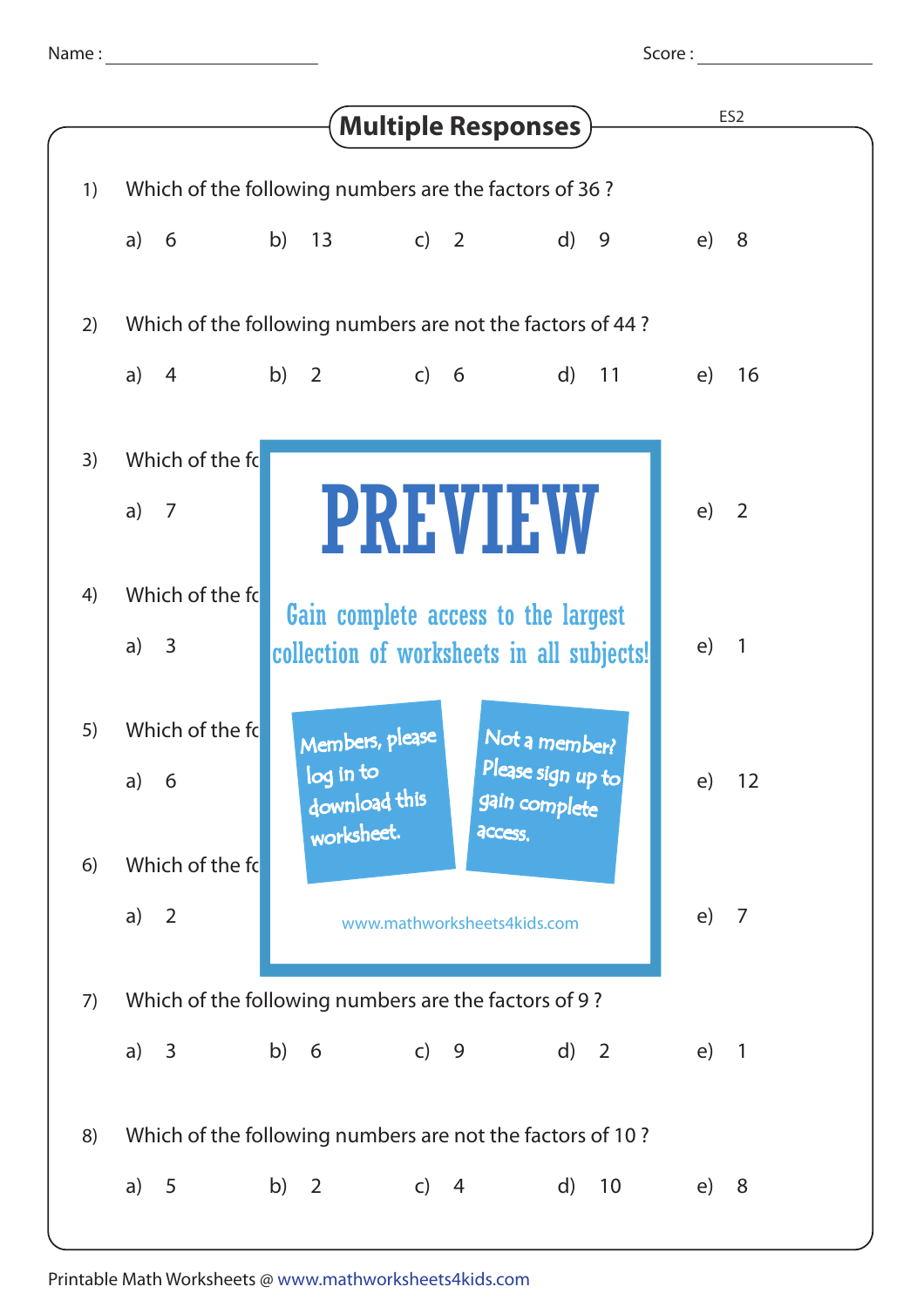Name : ______________________ Score : ____________________

# Multiple Responses

ES2

1) Which of the following numbers are the factors of 36 ?

a) 6 b) 13 c) 2 d) 9 e) 8

2) Which of the following numbers are not the factors of 44 ?

a) 4 b) 2 c) 6 d) 11 e) 16

3) Which of the fo

a) 7 e) 2

4) Which of the fo

a) 3 e) 1

5) Which of the fo

a) 6 e) 12

6) Which of the fo

a) 2 e) 7

PREVIEW

Gain complete access to the largest collection of worksheets in all subjects!

Members, please log in to download this worksheet.

Not a member? Please sign up to gain complete access.

www.mathworksheets4kids.com

7) Which of the following numbers are the factors of 9 ?

a) 3 b) 6 c) 9 d) 2 e) 1

8) Which of the following numbers are not the factors of 10 ?

a) 5 b) 2 c) 4 d) 10 e) 8

Printable Math Worksheets @ www.mathworksheets4kids.com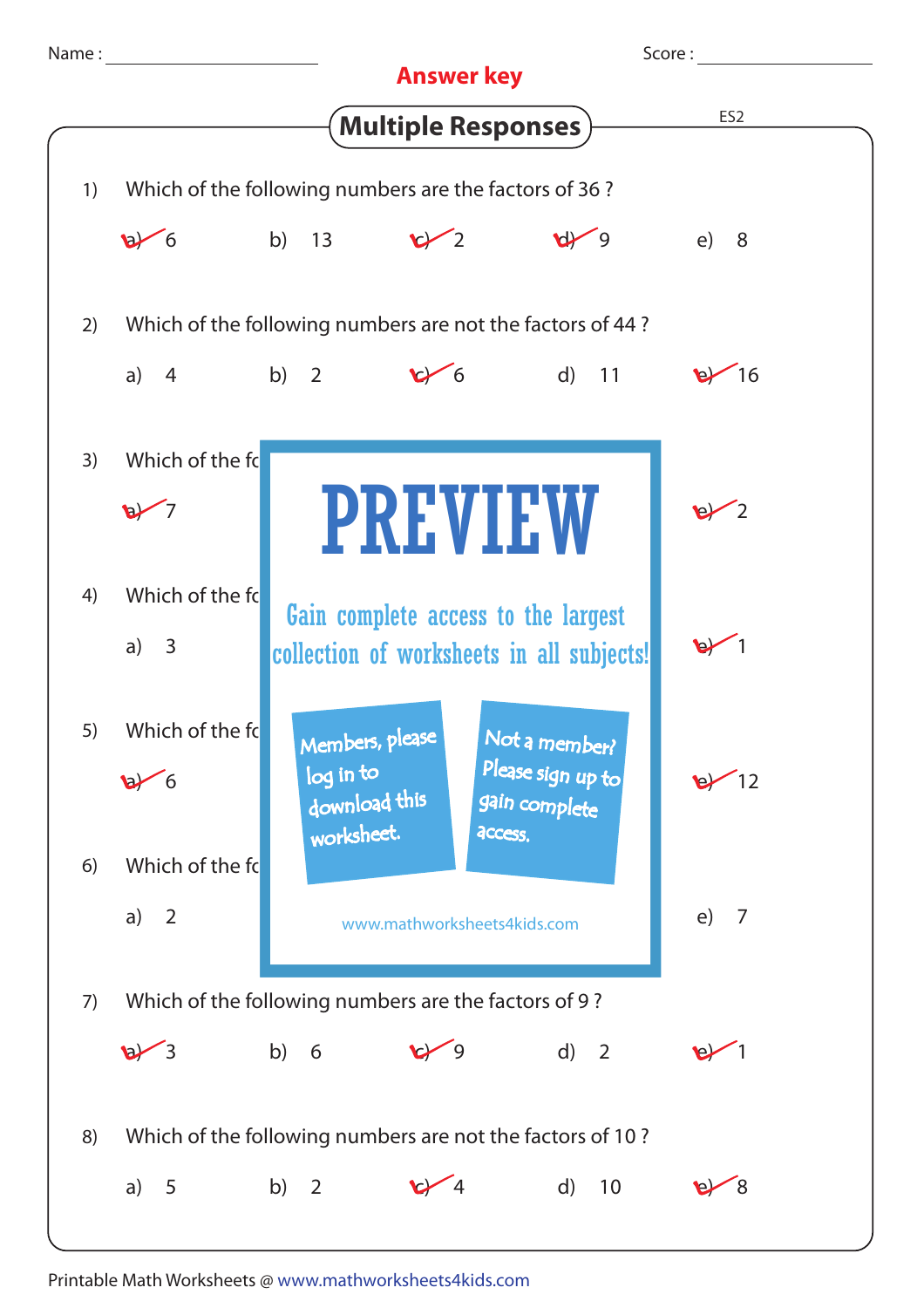Name : ____________________ Score : ____________________

**Answer key**

# Multiple Responses

ES2

1) Which of the following numbers are the factors of 36 ?

a) 6 ✓ b) 13 c) 2 ✓ d) 9 ✓ e) 8

2) Which of the following numbers are not the factors of 44 ?

a) 4 b) 2 c) 6 ✓ d) 11 e) 16 ✓

3) Which of the fo

a) 7 ✓ e) 2 ✓

4) Which of the fo

a) 3 e) 1 ✓

5) Which of the fo

a) 6 ✓ e) 12 ✓

6) Which of the fo

a) 2 e) 7

**PREVIEW**

Gain complete access to the largest collection of worksheets in all subjects!

Members, please log in to download this worksheet.

Not a member? Please sign up to gain complete access.

www.mathworksheets4kids.com

7) Which of the following numbers are the factors of 9 ?

a) 3 ✓ b) 6 c) 9 ✓ d) 2 e) 1 ✓

8) Which of the following numbers are not the factors of 10 ?

a) 5 b) 2 c) 4 ✓ d) 10 e) 8 ✓

Printable Math Worksheets @ www.mathworksheets4kids.com